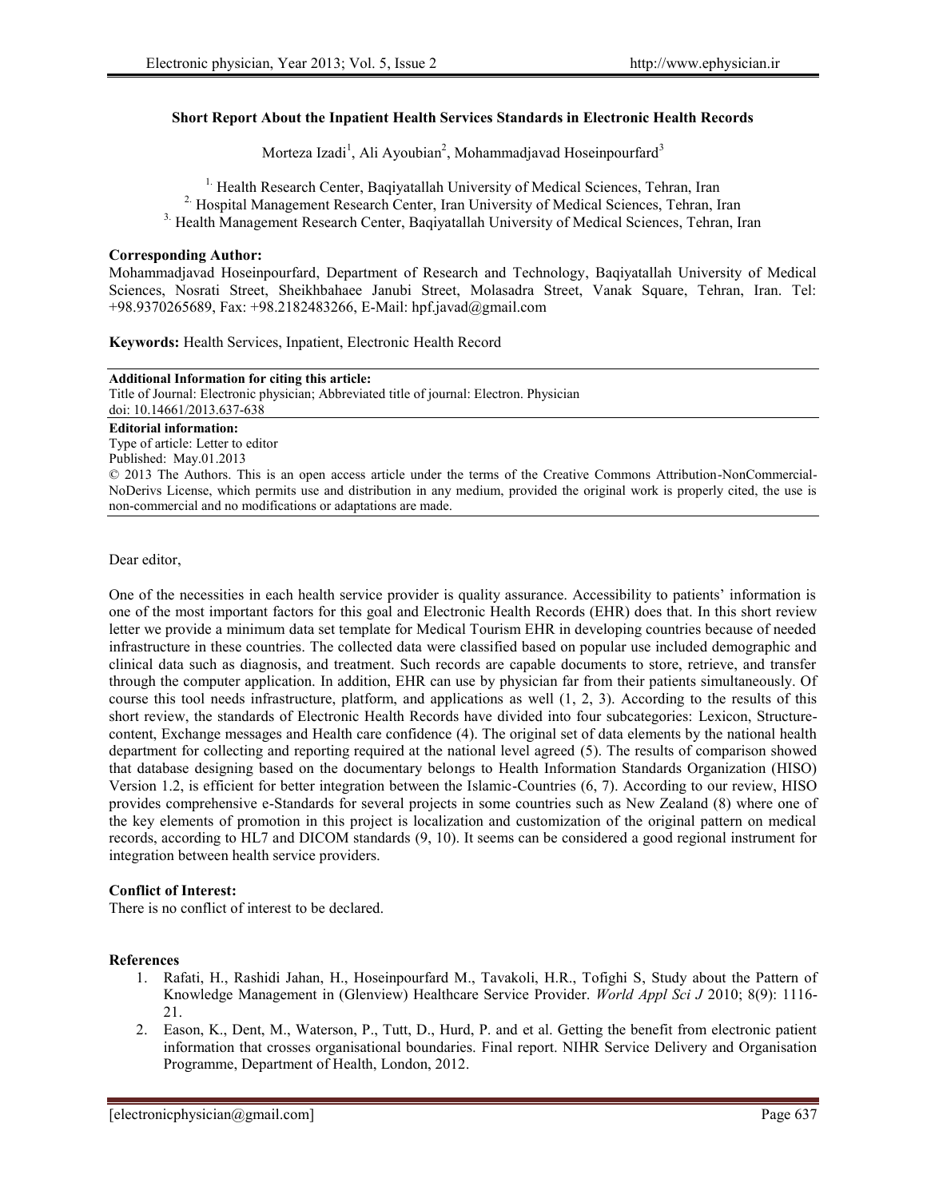# Short Report About the Inpatient Health Services Standards in Electronic Health Records

Morteza Izadi[1], Ali Ayoubian[2], Mohammadjavad Hoseinpourfard[3]

[1] Health Research Center, Baqiyatallah University of Medical Sciences, Tehran, Iran
[2] Hospital Management Research Center, Iran University of Medical Sciences, Tehran, Iran
[3] Health Management Research Center, Baqiyatallah University of Medical Sciences, Tehran, Iran

**Corresponding Author:**
Mohammadjavad Hoseinpourfard, Department of Research and Technology, Baqiyatallah University of Medical Sciences, Nosrati Street, Sheikhbahaee Janubi Street, Molasadra Street, Vanak Square, Tehran, Iran. Tel: +98.9370265689, Fax: +98.2182483266, E-Mail: hpf.javad@gmail.com

**Keywords:** Health Services, Inpatient, Electronic Health Record

**Additional Information for citing this article:**
Title of Journal: Electronic physician; Abbreviated title of journal: Electron. Physician
doi: 10.14661/2013.637-638

**Editorial information:**
Type of article: Letter to editor
Published: May.01.2013
© 2013 The Authors. This is an open access article under the terms of the Creative Commons Attribution-NonCommercial-NoDerivs License, which permits use and distribution in any medium, provided the original work is properly cited, the use is non-commercial and no modifications or adaptations are made.

Dear editor,

One of the necessities in each health service provider is quality assurance. Accessibility to patients' information is one of the most important factors for this goal and Electronic Health Records (EHR) does that. In this short review letter we provide a minimum data set template for Medical Tourism EHR in developing countries because of needed infrastructure in these countries. The collected data were classified based on popular use included demographic and clinical data such as diagnosis, and treatment. Such records are capable documents to store, retrieve, and transfer through the computer application. In addition, EHR can use by physician far from their patients simultaneously. Of course this tool needs infrastructure, platform, and applications as well (1, 2, 3). According to the results of this short review, the standards of Electronic Health Records have divided into four subcategories: Lexicon, Structure-content, Exchange messages and Health care confidence (4). The original set of data elements by the national health department for collecting and reporting required at the national level agreed (5). The results of comparison showed that database designing based on the documentary belongs to Health Information Standards Organization (HISO) Version 1.2, is efficient for better integration between the Islamic-Countries (6, 7). According to our review, HISO provides comprehensive e-Standards for several projects in some countries such as New Zealand (8) where one of the key elements of promotion in this project is localization and customization of the original pattern on medical records, according to HL7 and DICOM standards (9, 10). It seems can be considered a good regional instrument for integration between health service providers.

**Conflict of Interest:**
There is no conflict of interest to be declared.

**References**

1. Rafati, H., Rashidi Jahan, H., Hoseinpourfard M., Tavakoli, H.R., Tofighi S, Study about the Pattern of Knowledge Management in (Glenview) Healthcare Service Provider. *World Appl Sci J* 2010; 8(9): 1116-21.
2. Eason, K., Dent, M., Waterson, P., Tutt, D., Hurd, P. and et al. Getting the benefit from electronic patient information that crosses organisational boundaries. Final report. NIHR Service Delivery and Organisation Programme, Department of Health, London, 2012.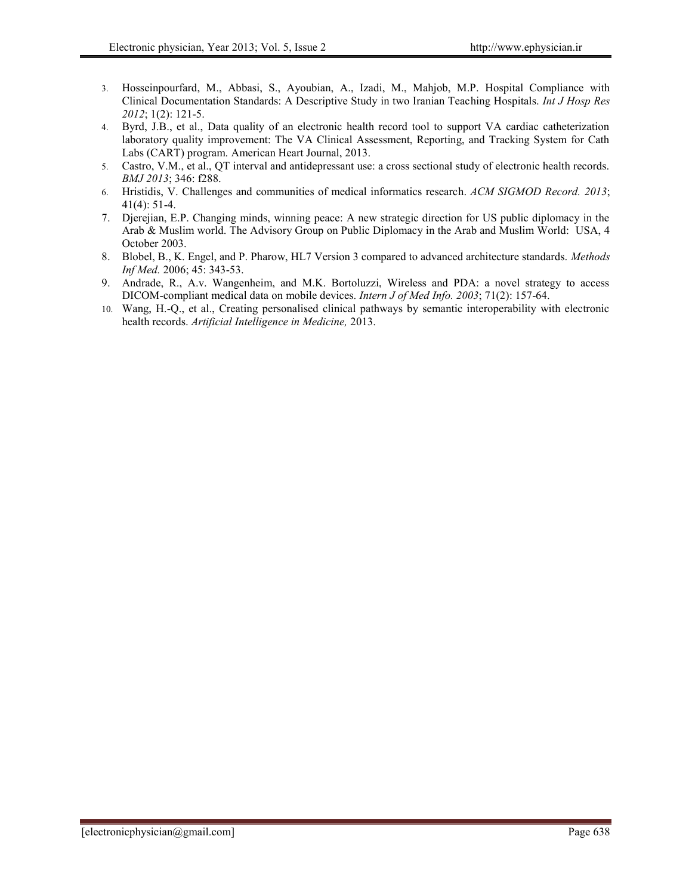3. Hosseinpourfard, M., Abbasi, S., Ayoubian, A., Izadi, M., Mahjob, M.P. Hospital Compliance with Clinical Documentation Standards: A Descriptive Study in two Iranian Teaching Hospitals. *Int J Hosp Res 2012*; 1(2): 121-5.
4. Byrd, J.B., et al., Data quality of an electronic health record tool to support VA cardiac catheterization laboratory quality improvement: The VA Clinical Assessment, Reporting, and Tracking System for Cath Labs (CART) program. American Heart Journal, 2013.
5. Castro, V.M., et al., QT interval and antidepressant use: a cross sectional study of electronic health records. *BMJ 2013*; 346: f288.
6. Hristidis, V. Challenges and communities of medical informatics research. *ACM SIGMOD Record. 2013*; 41(4): 51-4.
7. Djerejian, E.P. Changing minds, winning peace: A new strategic direction for US public diplomacy in the Arab & Muslim world. The Advisory Group on Public Diplomacy in the Arab and Muslim World: USA, 4 October 2003.
8. Blobel, B., K. Engel, and P. Pharow, HL7 Version 3 compared to advanced architecture standards. *Methods Inf Med.* 2006; 45: 343-53.
9. Andrade, R., A.v. Wangenheim, and M.K. Bortoluzzi, Wireless and PDA: a novel strategy to access DICOM-compliant medical data on mobile devices. *Intern J of Med Info. 2003*; 71(2): 157-64.
10. Wang, H.-Q., et al., Creating personalised clinical pathways by semantic interoperability with electronic health records. *Artificial Intelligence in Medicine,* 2013.